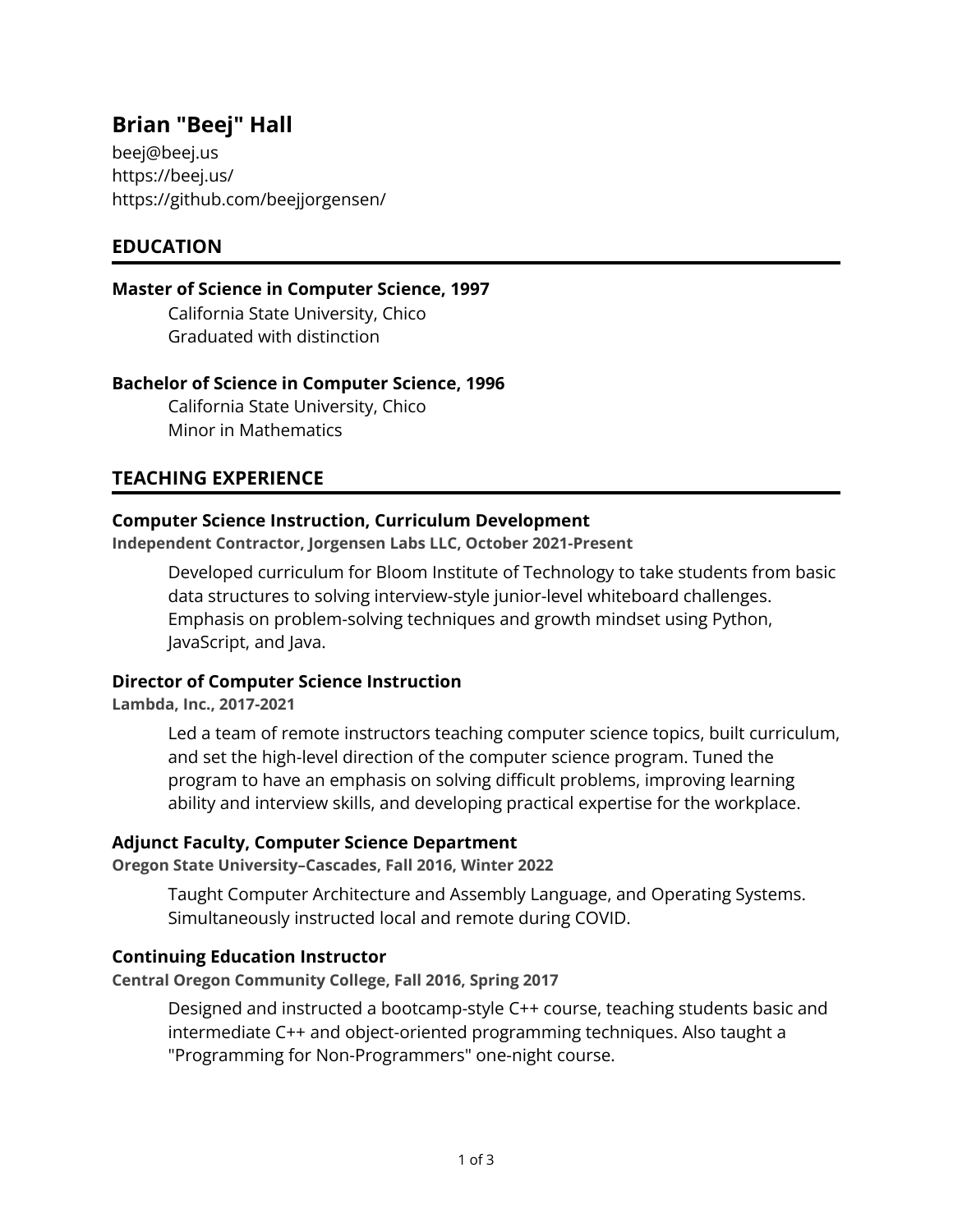# Brian "Beej" Hall

beej@beej.us
https://beej.us/
https://github.com/beejjorgensen/

## EDUCATION

### Master of Science in Computer Science, 1997

California State University, Chico
Graduated with distinction

### Bachelor of Science in Computer Science, 1996

California State University, Chico
Minor in Mathematics

## TEACHING EXPERIENCE

### Computer Science Instruction, Curriculum Development

**Independent Contractor, Jorgensen Labs LLC, October 2021-Present**

Developed curriculum for Bloom Institute of Technology to take students from basic data structures to solving interview-style junior-level whiteboard challenges. Emphasis on problem-solving techniques and growth mindset using Python, JavaScript, and Java.

### Director of Computer Science Instruction

**Lambda, Inc., 2017-2021**

Led a team of remote instructors teaching computer science topics, built curriculum, and set the high-level direction of the computer science program. Tuned the program to have an emphasis on solving difficult problems, improving learning ability and interview skills, and developing practical expertise for the workplace.

### Adjunct Faculty, Computer Science Department

**Oregon State University–Cascades, Fall 2016, Winter 2022**

Taught Computer Architecture and Assembly Language, and Operating Systems. Simultaneously instructed local and remote during COVID.

### Continuing Education Instructor

**Central Oregon Community College, Fall 2016, Spring 2017**

Designed and instructed a bootcamp-style C++ course, teaching students basic and intermediate C++ and object-oriented programming techniques. Also taught a "Programming for Non-Programmers" one-night course.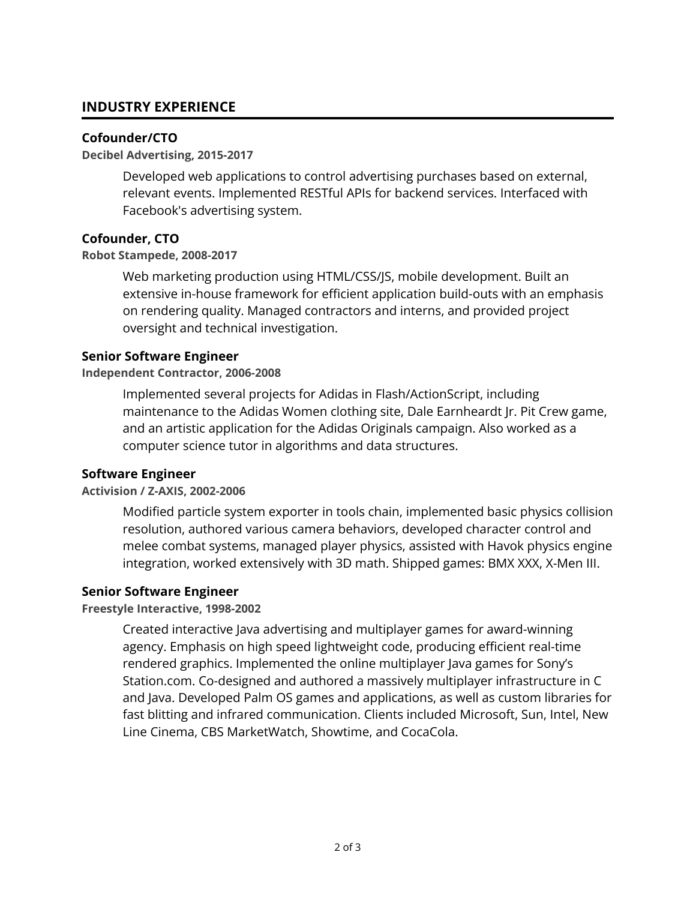## INDUSTRY EXPERIENCE

### Cofounder/CTO

**Decibel Advertising, 2015-2017**

Developed web applications to control advertising purchases based on external, relevant events. Implemented RESTful APIs for backend services. Interfaced with Facebook's advertising system.

### Cofounder, CTO

**Robot Stampede, 2008-2017**

Web marketing production using HTML/CSS/JS, mobile development. Built an extensive in-house framework for efficient application build-outs with an emphasis on rendering quality. Managed contractors and interns, and provided project oversight and technical investigation.

### Senior Software Engineer

**Independent Contractor, 2006-2008**

Implemented several projects for Adidas in Flash/ActionScript, including maintenance to the Adidas Women clothing site, Dale Earnheardt Jr. Pit Crew game, and an artistic application for the Adidas Originals campaign. Also worked as a computer science tutor in algorithms and data structures.

### Software Engineer

**Activision / Z-AXIS, 2002-2006**

Modified particle system exporter in tools chain, implemented basic physics collision resolution, authored various camera behaviors, developed character control and melee combat systems, managed player physics, assisted with Havok physics engine integration, worked extensively with 3D math. Shipped games: BMX XXX, X-Men III.

### Senior Software Engineer

**Freestyle Interactive, 1998-2002**

Created interactive Java advertising and multiplayer games for award-winning agency. Emphasis on high speed lightweight code, producing efficient real-time rendered graphics. Implemented the online multiplayer Java games for Sony's Station.com. Co-designed and authored a massively multiplayer infrastructure in C and Java. Developed Palm OS games and applications, as well as custom libraries for fast blitting and infrared communication. Clients included Microsoft, Sun, Intel, New Line Cinema, CBS MarketWatch, Showtime, and CocaCola.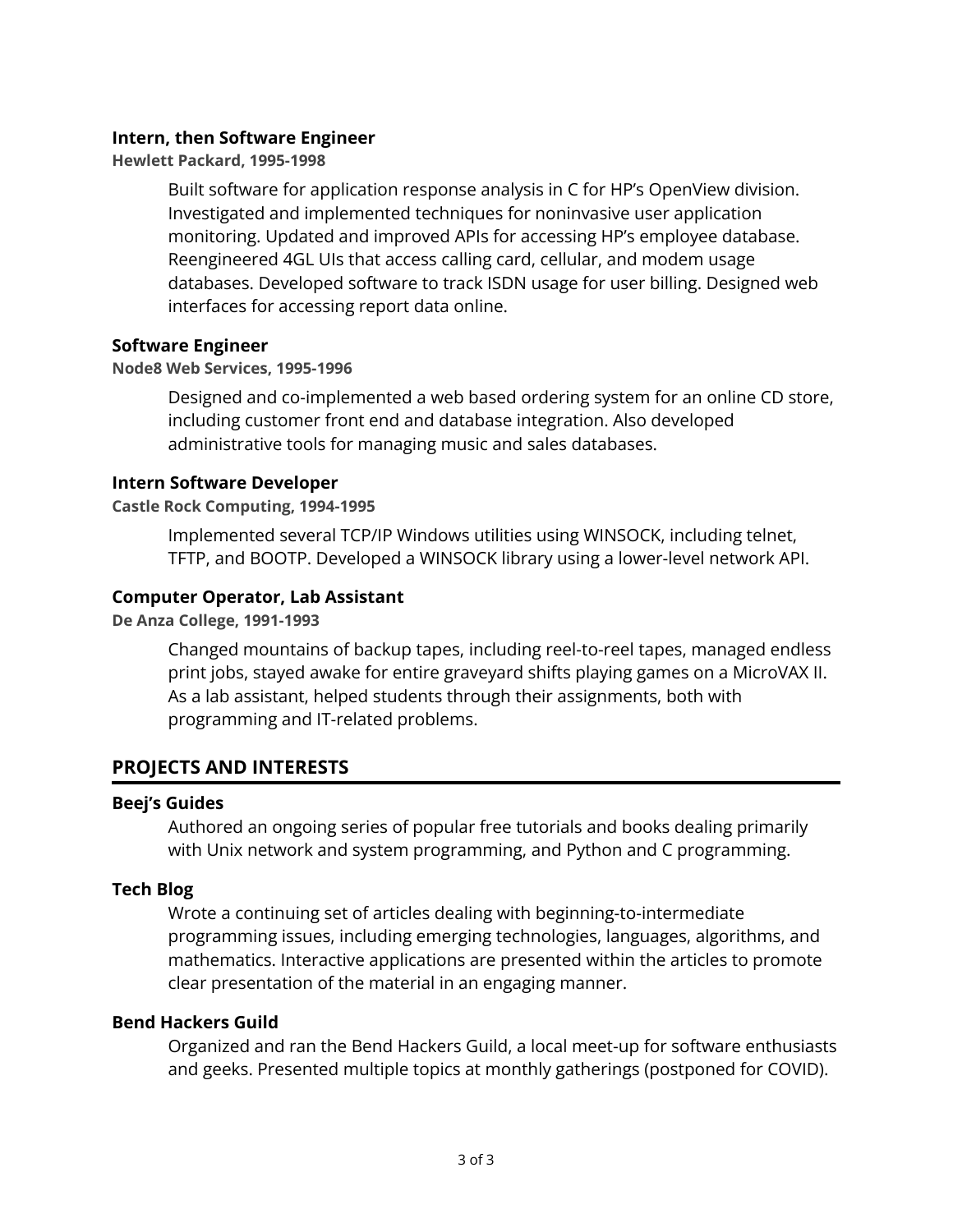### Intern, then Software Engineer

**Hewlett Packard, 1995-1998**

Built software for application response analysis in C for HP's OpenView division. Investigated and implemented techniques for noninvasive user application monitoring. Updated and improved APIs for accessing HP's employee database. Reengineered 4GL UIs that access calling card, cellular, and modem usage databases. Developed software to track ISDN usage for user billing. Designed web interfaces for accessing report data online.

### Software Engineer

**Node8 Web Services, 1995-1996**

Designed and co-implemented a web based ordering system for an online CD store, including customer front end and database integration. Also developed administrative tools for managing music and sales databases.

### Intern Software Developer

**Castle Rock Computing, 1994-1995**

Implemented several TCP/IP Windows utilities using WINSOCK, including telnet, TFTP, and BOOTP. Developed a WINSOCK library using a lower-level network API.

### Computer Operator, Lab Assistant

**De Anza College, 1991-1993**

Changed mountains of backup tapes, including reel-to-reel tapes, managed endless print jobs, stayed awake for entire graveyard shifts playing games on a MicroVAX II. As a lab assistant, helped students through their assignments, both with programming and IT-related problems.

## PROJECTS AND INTERESTS

### Beej's Guides

Authored an ongoing series of popular free tutorials and books dealing primarily with Unix network and system programming, and Python and C programming.

### Tech Blog

Wrote a continuing set of articles dealing with beginning-to-intermediate programming issues, including emerging technologies, languages, algorithms, and mathematics. Interactive applications are presented within the articles to promote clear presentation of the material in an engaging manner.

### Bend Hackers Guild

Organized and ran the Bend Hackers Guild, a local meet-up for software enthusiasts and geeks. Presented multiple topics at monthly gatherings (postponed for COVID).